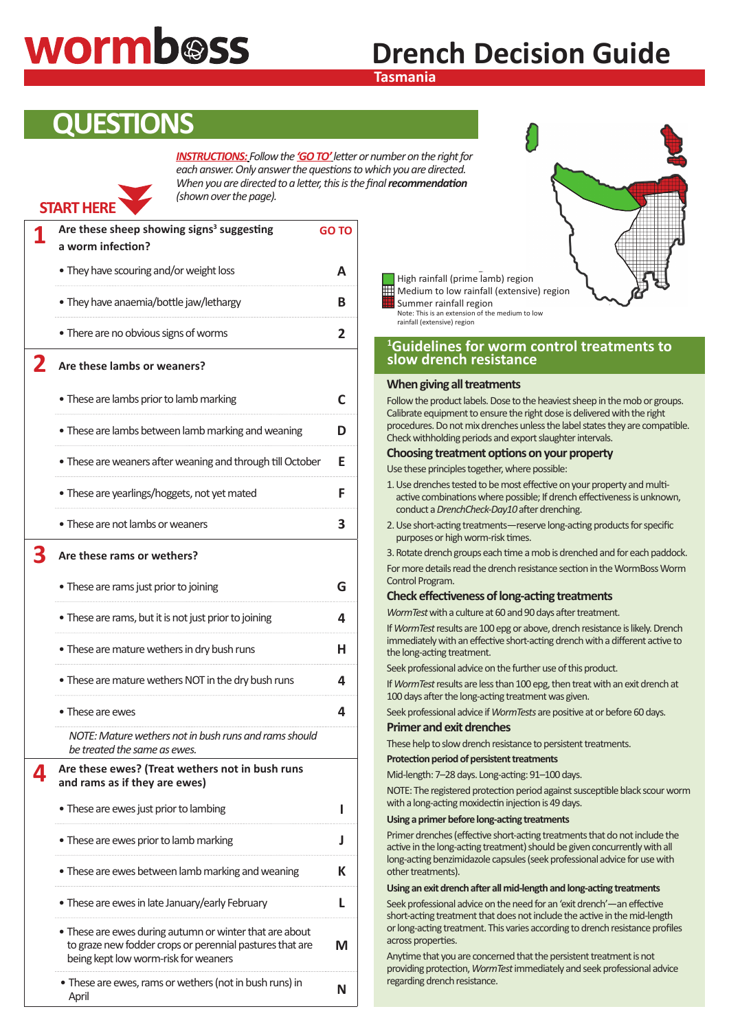# wormboss

# Drench Decision Guide

## Tasmania

## QUESTIONS

*INSTRUCTIONS: Follow the 'GO TO' letter or number on the right for each answer. Only answer the questions to which you are directed. When you are directed to a letter, this is the final **recommendation** (shown over the page).*

**START HERE**

| | | GO TO |
|---|---|---|
| **1** | **Are these sheep showing signs[3] suggesting a worm infection?** | |
| | • They have scouring and/or weight loss | **A** |
| | • They have anaemia/bottle jaw/lethargy | **B** |
| | • There are no obvious signs of worms | **2** |
| **2** | **Are these lambs or weaners?** | |
| | • These are lambs prior to lamb marking | **C** |
| | • These are lambs between lamb marking and weaning | **D** |
| | • These are weaners after weaning and through till October | **E** |
| | • These are yearlings/hoggets, not yet mated | **F** |
| | • These are not lambs or weaners | **3** |
| **3** | **Are these rams or wethers?** | |
| | • These are rams just prior to joining | **G** |
| | • These are rams, but it is not just prior to joining | **4** |
| | • These are mature wethers in dry bush runs | **H** |
| | • These are mature wethers NOT in the dry bush runs | **4** |
| | • These are ewes | **4** |
| | *NOTE: Mature wethers not in bush runs and rams should be treated the same as ewes.* | |
| **4** | **Are these ewes? (Treat wethers not in bush runs and rams as if they are ewes)** | |
| | • These are ewes just prior to lambing | **I** |
| | • These are ewes prior to lamb marking | **J** |
| | • These are ewes between lamb marking and weaning | **K** |
| | • These are ewes in late January/early February | **L** |
| | • These are ewes during autumn or winter that are about to graze new fodder crops or perennial pastures that are being kept low worm-risk for weaners | **M** |
| | • These are ewes, rams or wethers (not in bush runs) in April | **N** |

High rainfall (prime lamb) region
Medium to low rainfall (extensive) region
Summer rainfall region
Note: This is an extension of the medium to low rainfall (extensive) region

## [1]Guidelines for worm control treatments to slow drench resistance

### When giving all treatments

Follow the product labels. Dose to the heaviest sheep in the mob or groups. Calibrate equipment to ensure the right dose is delivered with the right procedures. Do not mix drenches unless the label states they are compatible. Check withholding periods and export slaughter intervals.

### Choosing treatment options on your property

Use these principles together, where possible:

1. Use drenches tested to be most effective on your property and multi-active combinations where possible; If drench effectiveness is unknown, conduct a *DrenchCheck-Day10* after drenching.
2. Use short-acting treatments—reserve long-acting products for specific purposes or high worm-risk times.
3. Rotate drench groups each time a mob is drenched and for each paddock.

For more details read the drench resistance section in the WormBoss Worm Control Program.

### Check effectiveness of long-acting treatments

*WormTest* with a culture at 60 and 90 days after treatment.

If *WormTest* results are 100 epg or above, drench resistance is likely. Drench immediately with an effective short-acting drench with a different active to the long-acting treatment.

Seek professional advice on the further use of this product.

If *WormTest* results are less than 100 epg, then treat with an exit drench at 100 days after the long-acting treatment was given.

Seek professional advice if *WormTests* are positive at or before 60 days.

### Primer and exit drenches

These help to slow drench resistance to persistent treatments.

**Protection period of persistent treatments**

Mid-length: 7–28 days. Long-acting: 91–100 days.

NOTE: The registered protection period against susceptible black scour worm with a long-acting moxidectin injection is 49 days.

**Using a primer before long-acting treatments**

Primer drenches (effective short-acting treatments that do not include the active in the long-acting treatment) should be given concurrently with all long-acting benzimidazole capsules (seek professional advice for use with other treatments).

**Using an exit drench after all mid-length and long-acting treatments**

Seek professional advice on the need for an 'exit drench'—an effective short-acting treatment that does not include the active in the mid-length or long-acting treatment. This varies according to drench resistance profiles across properties.

Anytime that you are concerned that the persistent treatment is not providing protection, *WormTest* immediately and seek professional advice regarding drench resistance.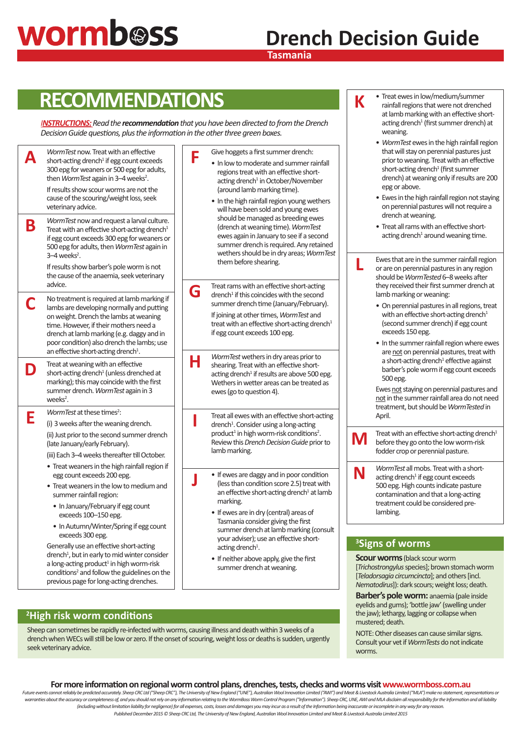# wormboss

# Drench Decision Guide

## Tasmania

## RECOMMENDATIONS

*INSTRUCTIONS: Read the **recommendation** that you have been directed to from the Drench Decision Guide questions, plus the information in the other three green boxes.*

### A

*WormTest* now. Treat with an effective short-acting drench[1] if egg count exceeds 300 epg for weaners or 500 epg for adults, then *WormTest* again in 3–4 weeks[2].

If results show scour worms are not the cause of the scouring/weight loss, seek veterinary advice.

### B

*WormTest* now and request a larval culture. Treat with an effective short-acting drench[1] if egg count exceeds 300 epg for weaners or 500 epg for adults, then *WormTest* again in 3–4 weeks[2].

If results show barber's pole worm is not the cause of the anaemia, seek veterinary advice.

### C

No treatment is required at lamb marking if lambs are developing normally and putting on weight. Drench the lambs at weaning time. However, if their mothers need a drench at lamb marking (e.g. daggy and in poor condition) also drench the lambs; use an effective short-acting drench[1].

### D

Treat at weaning with an effective short-acting drench[1] (unless drenched at marking); this may coincide with the first summer drench. *WormTest* again in 3 weeks[2].

### E

*WormTest* at these times[2]:

(i) 3 weeks after the weaning drench.

(ii) Just prior to the second summer drench (late January/early February).

(iii) Each 3–4 weeks thereafter till October.

- Treat weaners in the high rainfall region if egg count exceeds 200 epg.
- Treat weaners in the low to medium and summer rainfall region:
  - In January/February if egg count exceeds 100–150 epg.
  - In Autumn/Winter/Spring if egg count exceeds 300 epg.

Generally use an effective short-acting drench[1], but in early to mid winter consider a long-acting product[1] in high worm-risk conditions[2] and follow the guidelines on the previous page for long-acting drenches.

### F

Give hoggets a first summer drench:

- In low to moderate and summer rainfall regions treat with an effective short-acting drench[1] in October/November (around lamb marking time).
- In the high rainfall region young wethers will have been sold and young ewes should be managed as breeding ewes (drench at weaning time). *WormTest* ewes again in January to see if a second summer drench is required. Any retained wethers should be in dry areas; *WormTest* them before shearing.

### G

Treat rams with an effective short-acting drench[1] if this coincides with the second summer drench time (January/February).

If joining at other times, *WormTest* and treat with an effective short-acting drench[1] if egg count exceeds 100 epg.

### H

*WormTest* wethers in dry areas prior to shearing. Treat with an effective short-acting drench[1] if results are above 500 epg. Wethers in wetter areas can be treated as ewes (go to question 4).

### I

Treat all ewes with an effective short-acting drench[1]. Consider using a long-acting product[1] in high worm-risk conditions[2]. Review this *Drench Decision Guide* prior to lamb marking.

### J

- If ewes are daggy and in poor condition (less than condition score 2.5) treat with an effective short-acting drench[1] at lamb marking.
- If ewes are in dry (central) areas of Tasmania consider giving the first summer drench at lamb marking (consult your adviser); use an effective short-acting drench[1].
- If neither above apply, give the first summer drench at weaning.

### K

- Treat ewes in low/medium/summer rainfall regions that were not drenched at lamb marking with an effective short-acting drench[1] (first summer drench) at weaning.
- *WormTest* ewes in the high rainfall region that will stay on perennial pastures just prior to weaning. Treat with an effective short-acting drench[1] (first summer drench) at weaning only if results are 200 epg or above.
- Ewes in the high rainfall region not staying on perennial pastures will not require a drench at weaning.
- Treat all rams with an effective short-acting drench[1] around weaning time.

### L

Ewes that are in the summer rainfall region or are on perennial pastures in any region should be *WormTested* 6–8 weeks after they received their first summer drench at lamb marking or weaning:

- On perennial pastures in all regions, treat with an effective short-acting drench[1] (second summer drench) if egg count exceeds 150 epg.
- In the summer rainfall region where ewes are not on perennial pastures, treat with a short-acting drench[1] effective against barber's pole worm if egg count exceeds 500 epg.

Ewes not staying on perennial pastures and not in the summer rainfall area do not need treatment, but should be *WormTested* in April.

### M

Treat with an effective short-acting drench[1] before they go onto the low worm-risk fodder crop or perennial pasture.

### N

*WormTest* all mobs. Treat with a short-acting drench[1] if egg count exceeds 500 epg. High counts indicate pasture contamination and that a long-acting treatment could be considered pre-lambing.

## [2]High risk worm conditions

Sheep can sometimes be rapidly re-infected with worms, causing illness and death within 3 weeks of a drench when WECs will still be low or zero. If the onset of scouring, weight loss or deaths is sudden, urgently seek veterinary advice.

## [3]Signs of worms

**Scour worms** (black scour worm [*Trichostrongylus* species]; brown stomach worm [*Teladorsagia circumcincta*]; and others [incl. *Nematodirus*]): dark scours; weight loss; death.

**Barber's pole worm:** anaemia (pale inside eyelids and gums); 'bottle jaw' (swelling under the jaw); lethargy, lagging or collapse when mustered; death.

NOTE: Other diseases can cause similar signs. Consult your vet if *WormTests* do not indicate worms.

**For more information on regional worm control plans, drenches, tests, checks and worms visit www.wormboss.com.au**

*Future events cannot reliably be predicted accurately. Sheep CRC Ltd ("Sheep CRC"), The University of New England ("UNE"), Australian Wool Innovation Limited ("AWI") and Meat & Livestock Australia Limited ("MLA") make no statement, representations or warranties about the accuracy or completeness of, and you should not rely on any information relating to the WormBoss Worm Control Program ("Information"). Sheep CRC, UNE, AWI and MLA disclaim all responsibility for the Information and all liability (including without limitation liability for negligence) for all expenses, costs, losses and damages you may incur as a result of the Information being inaccurate or incomplete in any way for any reason.*

*Published December 2015 © Sheep CRC Ltd, The University of New England, Australian Wool Innovation Limited and Meat & Livestock Australia Limited 2015*